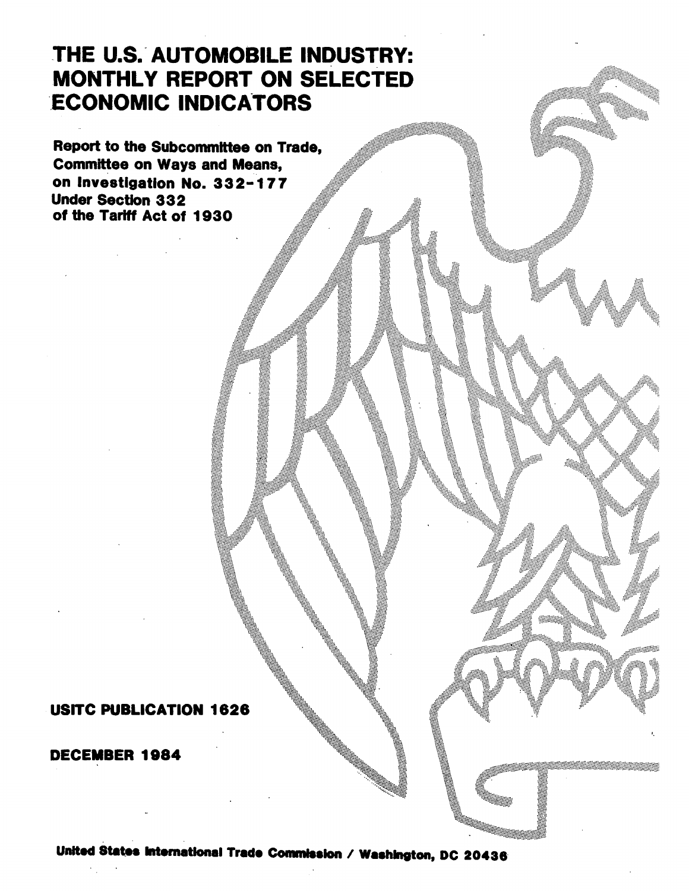# THE U.S. AUTOMOBILE INDUSTRY: MONTHLY REPORT ON SELECTED ECONOMIC INDICATORS

**Report to the Subcommittee on Trade, Committee on Ways and Means, on Investigation No. 332-177 Under Section 332 of the Tariff Act of 1930**

**USITC PUBLICATION 1626**

**DECEMBER 1984**

**United States International Trade Commission / Washington, DC 20436**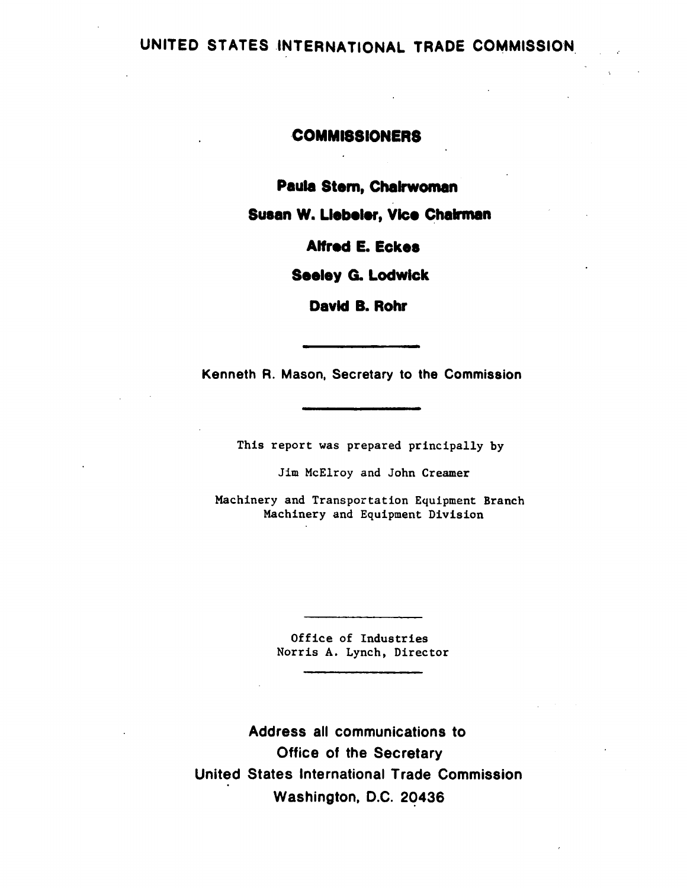# UNITED STATES INTERNATIONAL TRADE COMMISSION

## COMMISSIONERS

**Paula Stern, Chairwoman**

**Susan W. Liebeler, Vice Chairman**

**Alfred E. Eckes**

**Seeley G. Lodwick**

**David B. Rohr**

---

Kenneth R. Mason, Secretary to the Commission

---

This report was prepared principally by

Jim McElroy and John Creamer

Machinery and Transportation Equipment Branch
Machinery and Equipment Division

---

Office of Industries
Norris A. Lynch, Director

---

Address all communications to
Office of the Secretary
United States International Trade Commission
Washington, D.C. 20436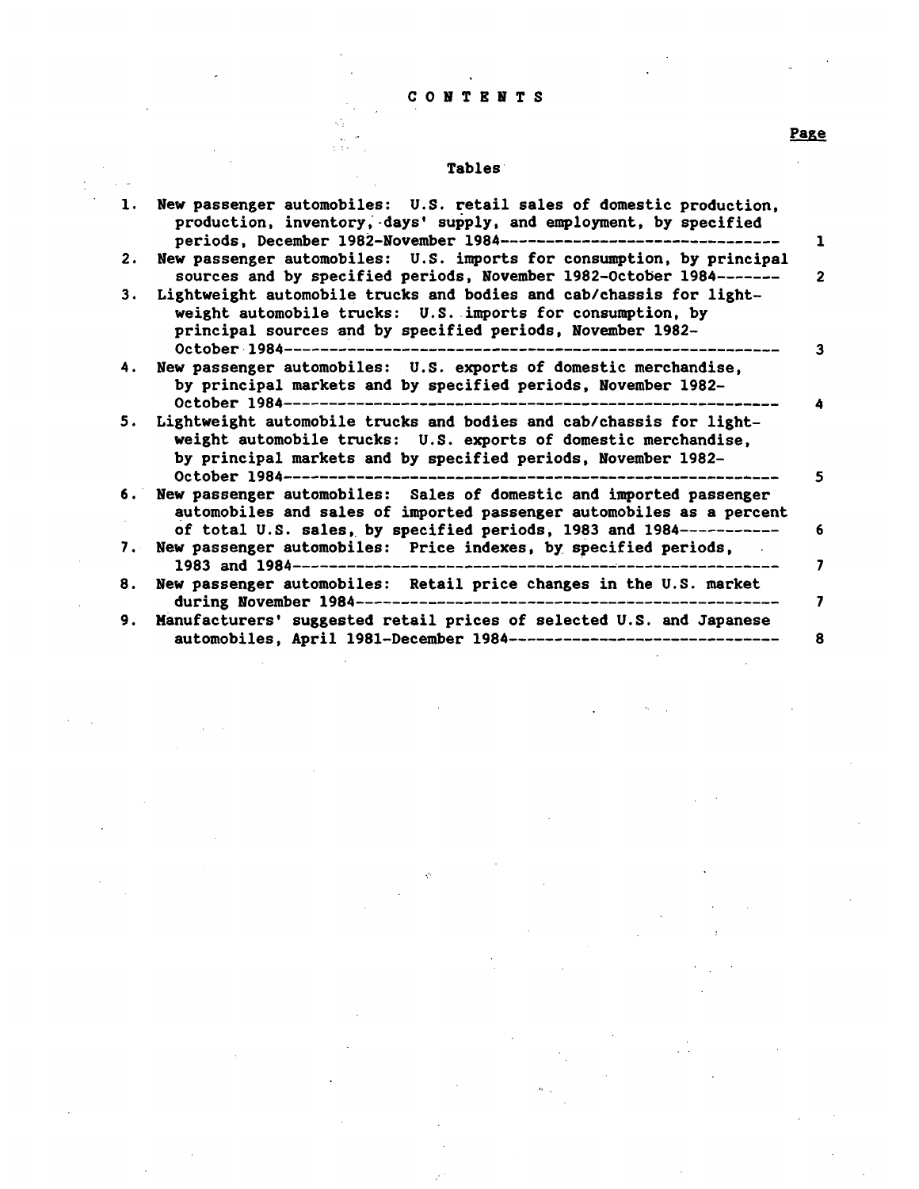# CONTENTS

## Tables

| | | Page |
|---|---|---|
| 1. | New passenger automobiles: U.S. retail sales of domestic production, production, inventory, days' supply, and employment, by specified periods, December 1982-November 1984 | 1 |
| 2. | New passenger automobiles: U.S. imports for consumption, by principal sources and by specified periods, November 1982-October 1984 | 2 |
| 3. | Lightweight automobile trucks and bodies and cab/chassis for lightweight automobile trucks: U.S. imports for consumption, by principal sources and by specified periods, November 1982-October 1984 | 3 |
| 4. | New passenger automobiles: U.S. exports of domestic merchandise, by principal markets and by specified periods, November 1982-October 1984 | 4 |
| 5. | Lightweight automobile trucks and bodies and cab/chassis for lightweight automobile trucks: U.S. exports of domestic merchandise, by principal markets and by specified periods, November 1982-October 1984 | 5 |
| 6. | New passenger automobiles: Sales of domestic and imported passenger automobiles and sales of imported passenger automobiles as a percent of total U.S. sales, by specified periods, 1983 and 1984 | 6 |
| 7. | New passenger automobiles: Price indexes, by specified periods, 1983 and 1984 | 7 |
| 8. | New passenger automobiles: Retail price changes in the U.S. market during November 1984 | 7 |
| 9. | Manufacturers' suggested retail prices of selected U.S. and Japanese automobiles, April 1981-December 1984 | 8 |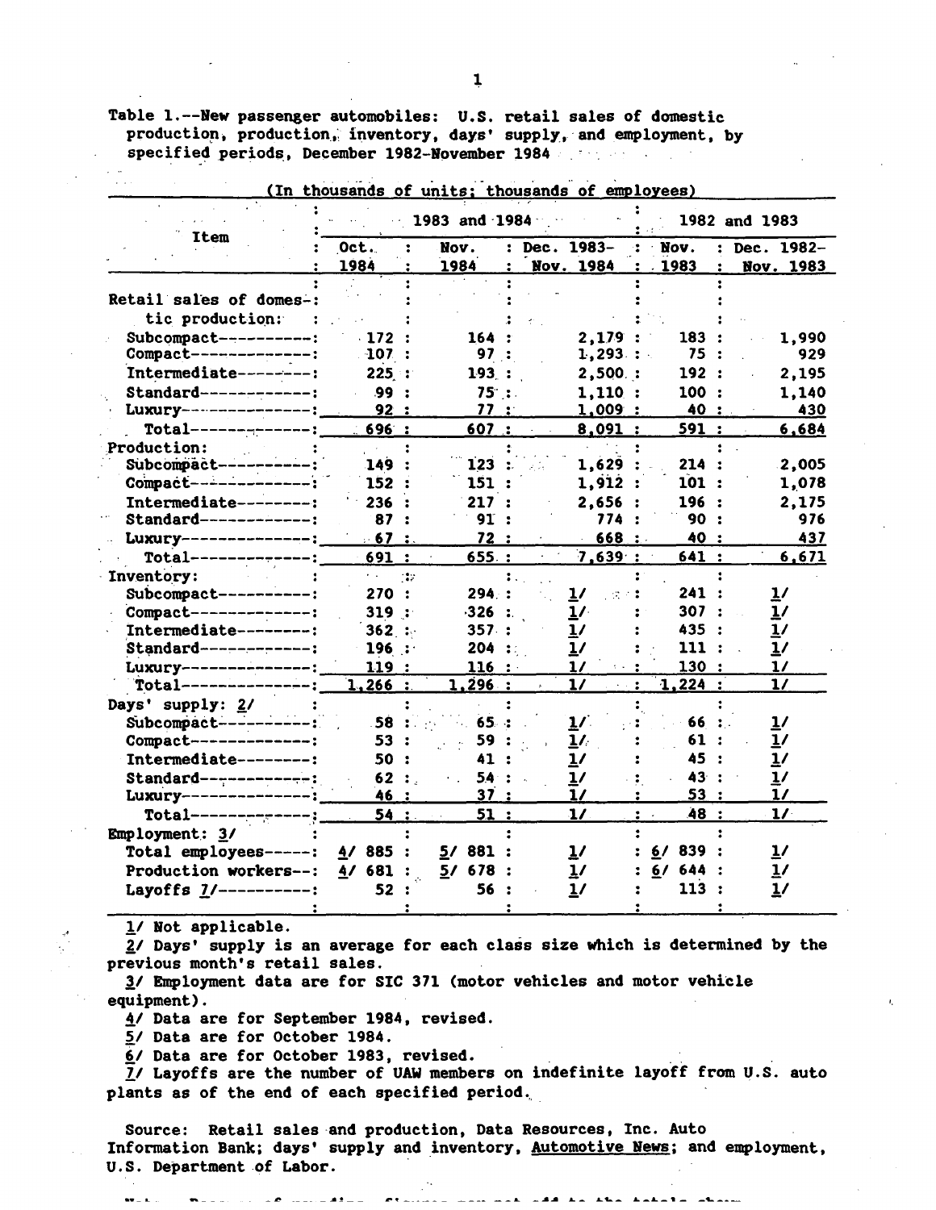Table 1.--New passenger automobiles: U.S. retail sales of domestic production, production, inventory, days' supply, and employment, by specified periods, December 1982-November 1984

(In thousands of units; thousands of employees)

| Item | 1983 and 1984 | | | 1982 and 1983 | |
|---|---|---|---|---|---|
| | Oct. 1984 | Nov. 1984 | Dec. 1983-Nov. 1984 | Nov. 1983 | Dec. 1982-Nov. 1983 |
| Retail sales of domestic production: | | | | | |
| Subcompact | 172 | 164 | 2,179 | 183 | 1,990 |
| Compact | 107 | 97 | 1,293 | 75 | 929 |
| Intermediate | 225 | 193 | 2,500 | 192 | 2,195 |
| Standard | 99 | 75 | 1,110 | 100 | 1,140 |
| Luxury | 92 | 77 | 1,009 | 40 | 430 |
| Total | 696 | 607 | 8,091 | 591 | 6,684 |
| Production: | | | | | |
| Subcompact | 149 | 123 | 1,629 | 214 | 2,005 |
| Compact | 152 | 151 | 1,912 | 101 | 1,078 |
| Intermediate | 236 | 217 | 2,656 | 196 | 2,175 |
| Standard | 87 | 91 | 774 | 90 | 976 |
| Luxury | 67 | 72 | 668 | 40 | 437 |
| Total | 691 | 655 | 7,639 | 641 | 6,671 |
| Inventory: | | | | | |
| Subcompact | 270 | 294 | 1/ | 241 | 1/ |
| Compact | 319 | 326 | 1/ | 307 | 1/ |
| Intermediate | 362 | 357 | 1/ | 435 | 1/ |
| Standard | 196 | 204 | 1/ | 111 | 1/ |
| Luxury | 119 | 116 | 1/ | 130 | 1/ |
| Total | 1,266 | 1,296 | 1/ | 1,224 | 1/ |
| Days' supply: 2/ | | | | | |
| Subcompact | 58 | 65 | 1/ | 66 | 1/ |
| Compact | 53 | 59 | 1/ | 61 | 1/ |
| Intermediate | 50 | 41 | 1/ | 45 | 1/ |
| Standard | 62 | 54 | 1/ | 43 | 1/ |
| Luxury | 46 | 37 | 1/ | 53 | 1/ |
| Total | 54 | 51 | 1/ | 48 | 1/ |
| Employment: 3/ | | | | | |
| Total employees | 4/ 885 | 5/ 881 | 1/ | 6/ 839 | 1/ |
| Production workers | 4/ 681 | 5/ 678 | 1/ | 6/ 644 | 1/ |
| Layoffs 7/ | 52 | 56 | 1/ | 113 | 1/ |

1/ Not applicable.

2/ Days' supply is an average for each class size which is determined by the previous month's retail sales.

3/ Employment data are for SIC 371 (motor vehicles and motor vehicle equipment).

4/ Data are for September 1984, revised.

5/ Data are for October 1984.

6/ Data are for October 1983, revised.

7/ Layoffs are the number of UAW members on indefinite layoff from U.S. auto plants as of the end of each specified period.

Source: Retail sales and production, Data Resources, Inc. Auto Information Bank; days' supply and inventory, Automotive News; and employment, U.S. Department of Labor.

Note.--Because of rounding, figures may not add to the totals shown.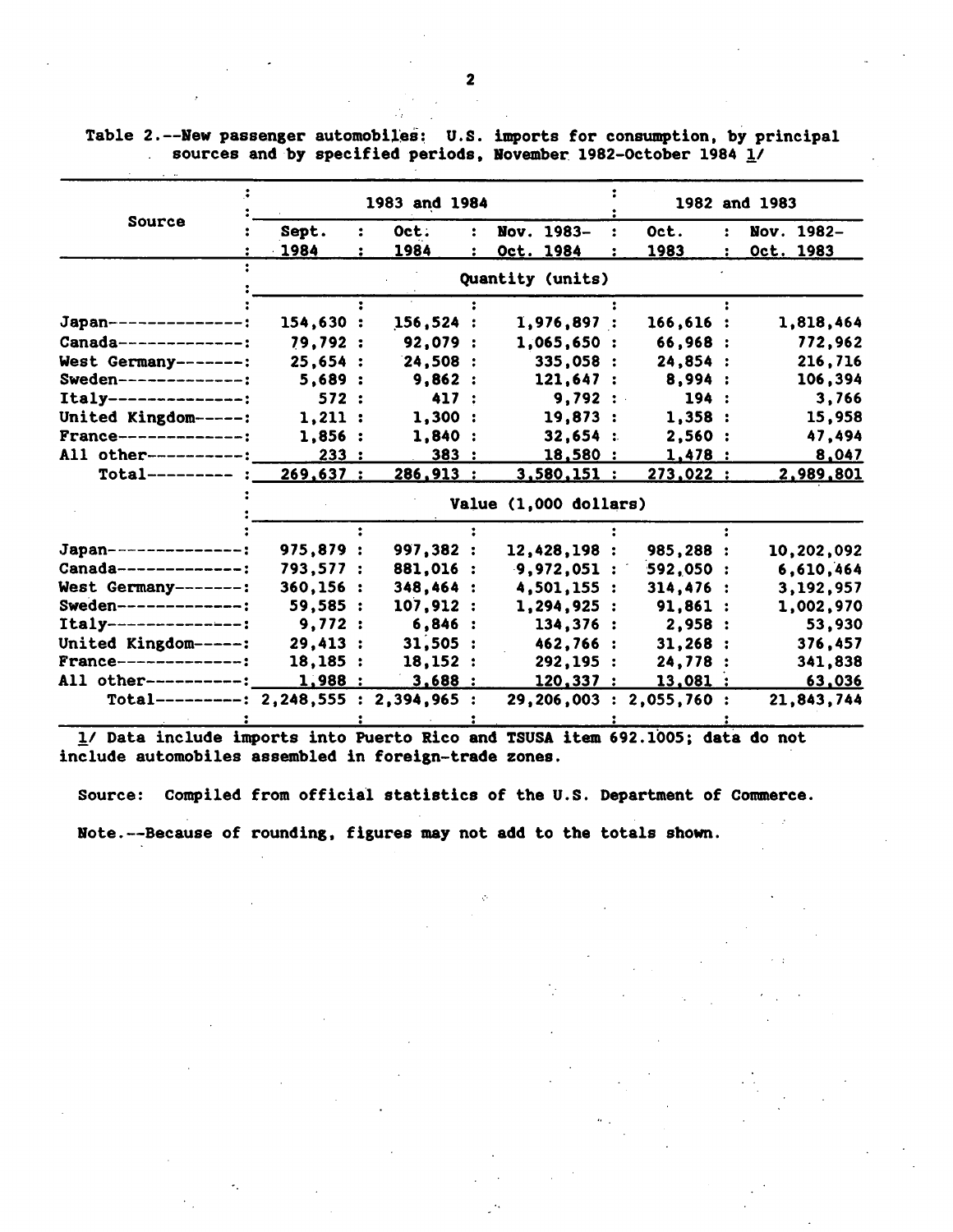Table 2.--New passenger automobiles: U.S. imports for consumption, by principal sources and by specified periods, November 1982-October 1984 1/

| Source | 1983 and 1984 | | | 1982 and 1983 | |
|---|---|---|---|---|---|
| | Sept. 1984 | Oct. 1984 | Nov. 1983-Oct. 1984 | Oct. 1983 | Nov. 1982-Oct. 1983 |
| | Quantity (units) | | | | |
| Japan | 154,630 | 156,524 | 1,976,897 | 166,616 | 1,818,464 |
| Canada | 79,792 | 92,079 | 1,065,650 | 66,968 | 772,962 |
| West Germany | 25,654 | 24,508 | 335,058 | 24,854 | 216,716 |
| Sweden | 5,689 | 9,862 | 121,647 | 8,994 | 106,394 |
| Italy | 572 | 417 | 9,792 | 194 | 3,766 |
| United Kingdom | 1,211 | 1,300 | 19,873 | 1,358 | 15,958 |
| France | 1,856 | 1,840 | 32,654 | 2,560 | 47,494 |
| All other | 233 | 383 | 18,580 | 1,478 | 8,047 |
| Total | 269,637 | 286,913 | 3,580,151 | 273,022 | 2,989,801 |
| | Value (1,000 dollars) | | | | |
| Japan | 975,879 | 997,382 | 12,428,198 | 985,288 | 10,202,092 |
| Canada | 793,577 | 881,016 | 9,972,051 | 592,050 | 6,610,464 |
| West Germany | 360,156 | 348,464 | 4,501,155 | 314,476 | 3,192,957 |
| Sweden | 59,585 | 107,912 | 1,294,925 | 91,861 | 1,002,970 |
| Italy | 9,772 | 6,846 | 134,376 | 2,958 | 53,930 |
| United Kingdom | 29,413 | 31,505 | 462,766 | 31,268 | 376,457 |
| France | 18,185 | 18,152 | 292,195 | 24,778 | 341,838 |
| All other | 1,988 | 3,688 | 120,337 | 13,081 | 63,036 |
| Total | 2,248,555 | 2,394,965 | 29,206,003 | 2,055,760 | 21,843,744 |

1/ Data include imports into Puerto Rico and TSUSA item 692.1005; data do not include automobiles assembled in foreign-trade zones.

Source: Compiled from official statistics of the U.S. Department of Commerce.

Note.--Because of rounding, figures may not add to the totals shown.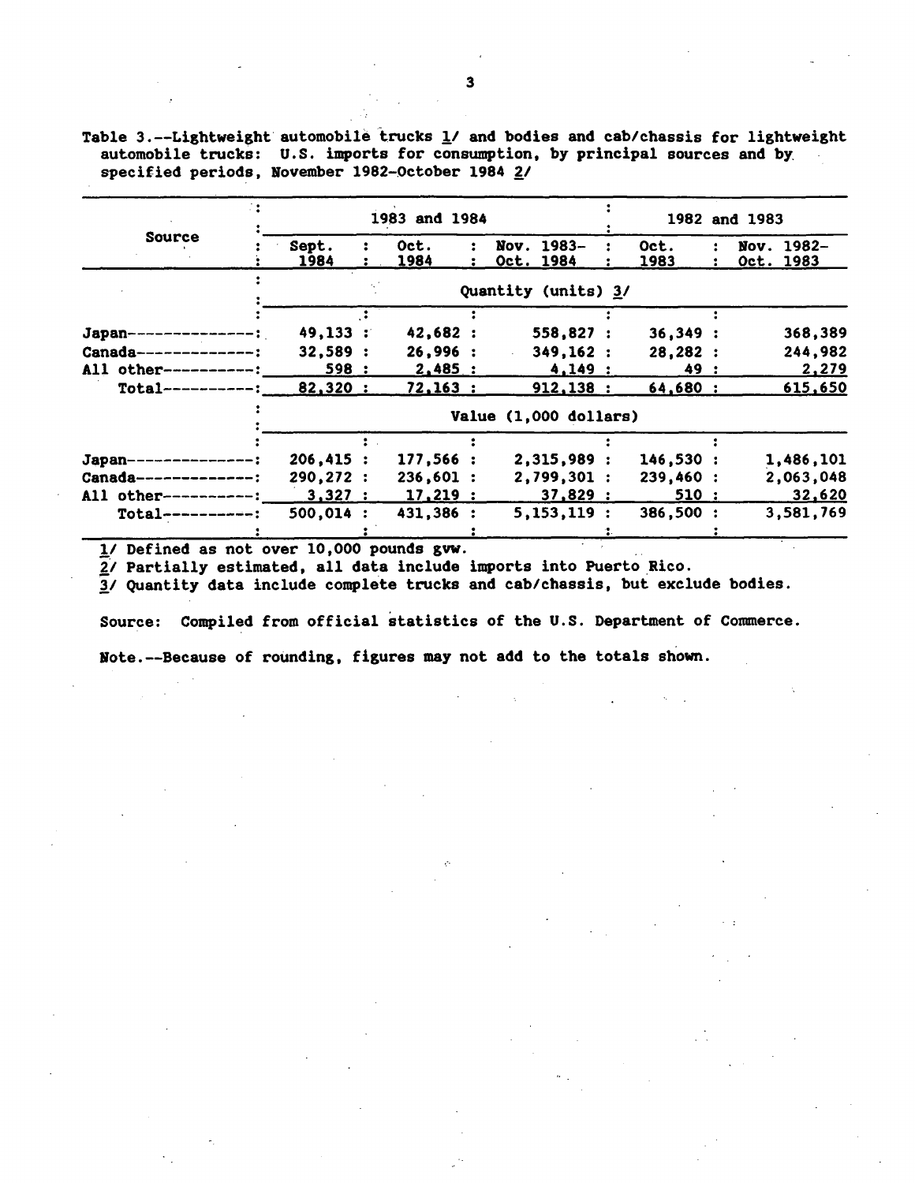Table 3.--Lightweight automobile trucks 1/ and bodies and cab/chassis for lightweight automobile trucks: U.S. imports for consumption, by principal sources and by specified periods, November 1982-October 1984 2/

| Source | 1983 and 1984 | | | 1982 and 1983 | |
|---|---|---|---|---|---|
| | Sept. 1984 | Oct. 1984 | Nov. 1983-Oct. 1984 | Oct. 1983 | Nov. 1982-Oct. 1983 |
| | Quantity (units) 3/ | | | | |
| Japan | 49,133 | 42,682 | 558,827 | 36,349 | 368,389 |
| Canada | 32,589 | 26,996 | 349,162 | 28,282 | 244,982 |
| All other | 598 | 2,485 | 4,149 | 49 | 2,279 |
| Total | 82,320 | 72,163 | 912,138 | 64,680 | 615,650 |
| | Value (1,000 dollars) | | | | |
| Japan | 206,415 | 177,566 | 2,315,989 | 146,530 | 1,486,101 |
| Canada | 290,272 | 236,601 | 2,799,301 | 239,460 | 2,063,048 |
| All other | 3,327 | 17,219 | 37,829 | 510 | 32,620 |
| Total | 500,014 | 431,386 | 5,153,119 | 386,500 | 3,581,769 |

1/ Defined as not over 10,000 pounds gvw.

2/ Partially estimated, all data include imports into Puerto Rico.

3/ Quantity data include complete trucks and cab/chassis, but exclude bodies.

Source: Compiled from official statistics of the U.S. Department of Commerce.

Note.--Because of rounding, figures may not add to the totals shown.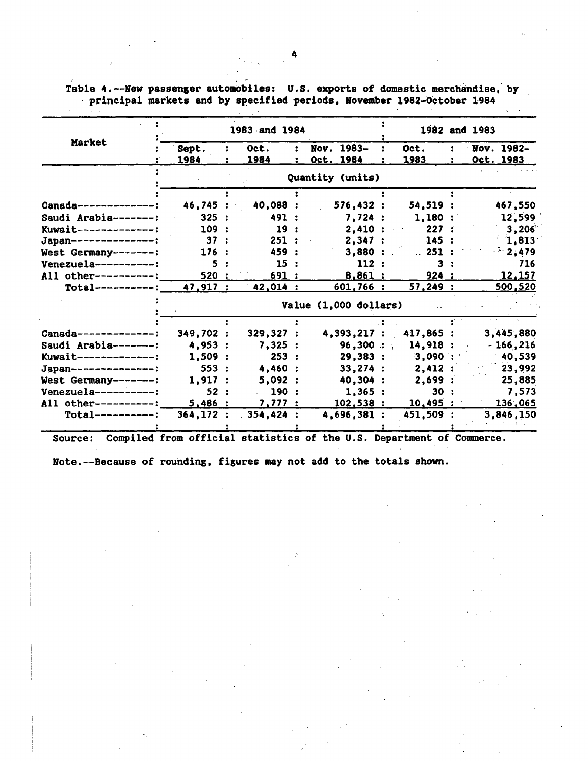Table 4.--New passenger automobiles: U.S. exports of domestic merchandise, by principal markets and by specified periods, November 1982-October 1984

| Market | 1983 and 1984 | | | 1982 and 1983 | |
|---|---|---|---|---|---|
| | Sept. 1984 | Oct. 1984 | Nov. 1983- Oct. 1984 | Oct. 1983 | Nov. 1982- Oct. 1983 |
| | Quantity (units) | | | | |
| Canada | 46,745 | 40,088 | 576,432 | 54,519 | 467,550 |
| Saudi Arabia | 325 | 491 | 7,724 | 1,180 | 12,599 |
| Kuwait | 109 | 19 | 2,410 | 227 | 3,206 |
| Japan | 37 | 251 | 2,347 | 145 | 1,813 |
| West Germany | 176 | 459 | 3,880 | 251 | 2,479 |
| Venezuela | 5 | 15 | 112 | 3 | 716 |
| All other | 520 | 691 | 8,861 | 924 | 12,157 |
| Total | 47,917 | 42,014 | 601,766 | 57,249 | 500,520 |
| | Value (1,000 dollars) | | | | |
| Canada | 349,702 | 329,327 | 4,393,217 | 417,865 | 3,445,880 |
| Saudi Arabia | 4,953 | 7,325 | 96,300 | 14,918 | 166,216 |
| Kuwait | 1,509 | 253 | 29,383 | 3,090 | 40,539 |
| Japan | 553 | 4,460 | 33,274 | 2,412 | 23,992 |
| West Germany | 1,917 | 5,092 | 40,304 | 2,699 | 25,885 |
| Venezuela | 52 | 190 | 1,365 | 30 | 7,573 |
| All other | 5,486 | 7,777 | 102,538 | 10,495 | 136,065 |
| Total | 364,172 | 354,424 | 4,696,381 | 451,509 | 3,846,150 |

Source: Compiled from official statistics of the U.S. Department of Commerce.

Note.--Because of rounding, figures may not add to the totals shown.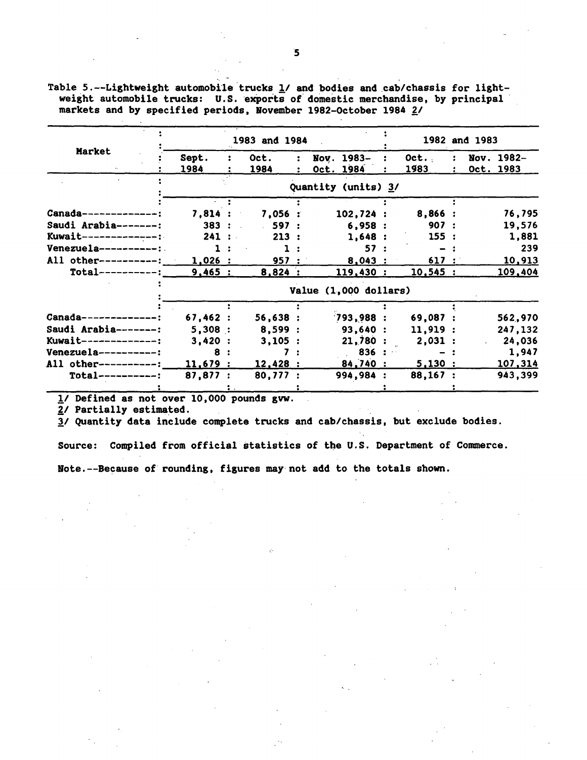Table 5.--Lightweight automobile trucks 1/ and bodies and cab/chassis for lightweight automobile trucks: U.S. exports of domestic merchandise, by principal markets and by specified periods, November 1982-October 1984 2/

| Market | 1983 and 1984 | | | 1982 and 1983 | |
|---|---|---|---|---|---|
| | Sept. 1984 | Oct. 1984 | Nov. 1983-Oct. 1984 | Oct. 1983 | Nov. 1982-Oct. 1983 |
| | Quantity (units) 3/ | | | | |
| Canada | 7,814 | 7,056 | 102,724 | 8,866 | 76,795 |
| Saudi Arabia | 383 | 597 | 6,958 | 907 | 19,576 |
| Kuwait | 241 | 213 | 1,648 | 155 | 1,881 |
| Venezuela | 1 | 1 | 57 | - | 239 |
| All other | 1,026 | 957 | 8,043 | 617 | 10,913 |
| Total | 9,465 | 8,824 | 119,430 | 10,545 | 109,404 |
| | Value (1,000 dollars) | | | | |
| Canada | 67,462 | 56,638 | 793,988 | 69,087 | 562,970 |
| Saudi Arabia | 5,308 | 8,599 | 93,640 | 11,919 | 247,132 |
| Kuwait | 3,420 | 3,105 | 21,780 | 2,031 | 24,036 |
| Venezuela | 8 | 7 | 836 | - | 1,947 |
| All other | 11,679 | 12,428 | 84,740 | 5,130 | 107,314 |
| Total | 87,877 | 80,777 | 994,984 | 88,167 | 943,399 |

1/ Defined as not over 10,000 pounds gvw.

2/ Partially estimated.

3/ Quantity data include complete trucks and cab/chassis, but exclude bodies.

Source: Compiled from official statistics of the U.S. Department of Commerce.

Note.--Because of rounding, figures may not add to the totals shown.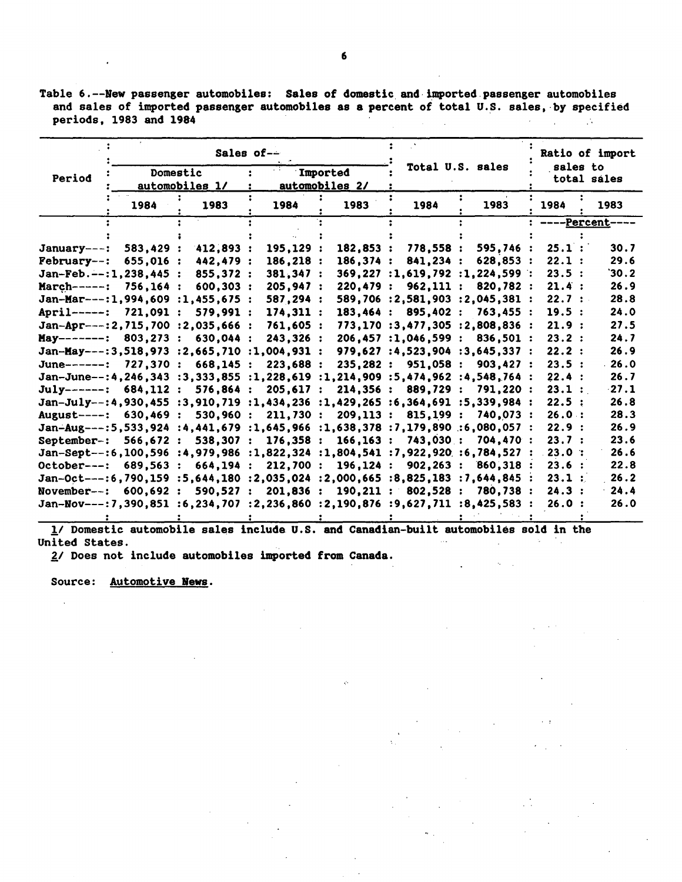Table 6.--New passenger automobiles: Sales of domestic and imported passenger automobiles and sales of imported passenger automobiles as a percent of total U.S. sales, by specified periods, 1983 and 1984

| Period | Sales of-- | | | | Total U.S. sales | | Ratio of import sales to total sales | |
|---|---|---|---|---|---|---|---|---|
| | Domestic automobiles 1/ | | Imported automobiles 2/ | | | | | |
| | 1984 | 1983 | 1984 | 1983 | 1984 | 1983 | 1984 | 1983 |
| | | | | | | | ----Percent---- | |
| January | 583,429 | 412,893 | 195,129 | 182,853 | 778,558 | 595,746 | 25.1 | 30.7 |
| February | 655,016 | 442,479 | 186,218 | 186,374 | 841,234 | 628,853 | 22.1 | 29.6 |
| Jan-Feb. | 1,238,445 | 855,372 | 381,347 | 369,227 | 1,619,792 | 1,224,599 | 23.5 | 30.2 |
| March | 756,164 | 600,303 | 205,947 | 220,479 | 962,111 | 820,782 | 21.4 | 26.9 |
| Jan-Mar | 1,994,609 | 1,455,675 | 587,294 | 589,706 | 2,581,903 | 2,045,381 | 22.7 | 28.8 |
| April | 721,091 | 579,991 | 174,311 | 183,464 | 895,402 | 763,455 | 19.5 | 24.0 |
| Jan-Apr | 2,715,700 | 2,035,666 | 761,605 | 773,170 | 3,477,305 | 2,808,836 | 21.9 | 27.5 |
| May | 803,273 | 630,044 | 243,326 | 206,457 | 1,046,599 | 836,501 | 23.2 | 24.7 |
| Jan-May | 3,518,973 | 2,665,710 | 1,004,931 | 979,627 | 4,523,904 | 3,645,337 | 22.2 | 26.9 |
| June | 727,370 | 668,145 | 223,688 | 235,282 | 951,058 | 903,427 | 23.5 | 26.0 |
| Jan-June | 4,246,343 | 3,333,855 | 1,228,619 | 1,214,909 | 5,474,962 | 4,548,764 | 22.4 | 26.7 |
| July | 684,112 | 576,864 | 205,617 | 214,356 | 889,729 | 791,220 | 23.1 | 27.1 |
| Jan-July | 4,930,455 | 3,910,719 | 1,434,236 | 1,429,265 | 6,364,691 | 5,339,984 | 22.5 | 26.8 |
| August | 630,469 | 530,960 | 211,730 | 209,113 | 815,199 | 740,073 | 26.0 | 28.3 |
| Jan-Aug | 5,533,924 | 4,441,679 | 1,645,966 | 1,638,378 | 7,179,890 | 6,080,057 | 22.9 | 26.9 |
| September | 566,672 | 538,307 | 176,358 | 166,163 | 743,030 | 704,470 | 23.7 | 23.6 |
| Jan-Sept | 6,100,596 | 4,979,986 | 1,822,324 | 1,804,541 | 7,922,920 | 6,784,527 | 23.0 | 26.6 |
| October | 689,563 | 664,194 | 212,700 | 196,124 | 902,263 | 860,318 | 23.6 | 22.8 |
| Jan-Oct | 6,790,159 | 5,644,180 | 2,035,024 | 2,000,665 | 8,825,183 | 7,644,845 | 23.1 | 26.2 |
| November | 600,692 | 590,527 | 201,836 | 190,211 | 802,528 | 780,738 | 24.3 | 24.4 |
| Jan-Nov | 7,390,851 | 6,234,707 | 2,236,860 | 2,190,876 | 9,627,711 | 8,425,583 | 26.0 | 26.0 |

1/ Domestic automobile sales include U.S. and Canadian-built automobiles sold in the United States.

2/ Does not include automobiles imported from Canada.

Source: Automotive News.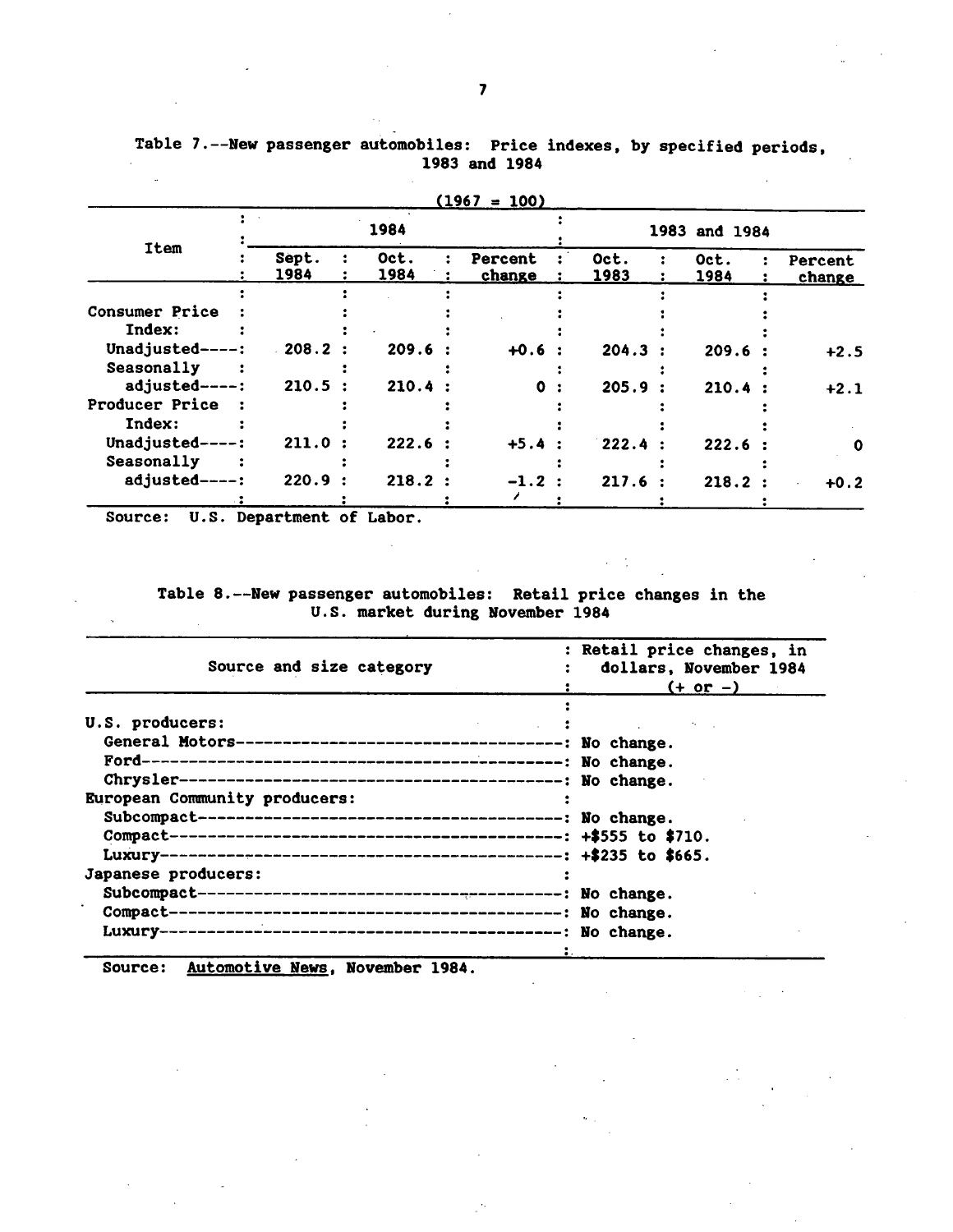Table 7.--New passenger automobiles: Price indexes, by specified periods, 1983 and 1984

(1967 = 100)

| Item | 1984 | | | 1983 and 1984 | | |
|---|---|---|---|---|---|---|
| | Sept. 1984 | Oct. 1984 | Percent change | Oct. 1983 | Oct. 1984 | Percent change |
| Consumer Price Index: | | | | | | |
| Unadjusted | 208.2 | 209.6 | +0.6 | 204.3 | 209.6 | +2.5 |
| Seasonally adjusted | 210.5 | 210.4 | 0 | 205.9 | 210.4 | +2.1 |
| Producer Price Index: | | | | | | |
| Unadjusted | 211.0 | 222.6 | +5.4 | 222.4 | 222.6 | 0 |
| Seasonally adjusted | 220.9 | 218.2 | -1.2 | 217.6 | 218.2 | +0.2 |

Source: U.S. Department of Labor.

Table 8.--New passenger automobiles: Retail price changes in the U.S. market during November 1984

| Source and size category | Retail price changes, in dollars, November 1984 (+ or -) |
|---|---|
| U.S. producers: | |
| General Motors | No change. |
| Ford | No change. |
| Chrysler | No change. |
| European Community producers: | |
| Subcompact | No change. |
| Compact | +$555 to $710. |
| Luxury | +$235 to $665. |
| Japanese producers: | |
| Subcompact | No change. |
| Compact | No change. |
| Luxury | No change. |

Source: *Automotive News*, November 1984.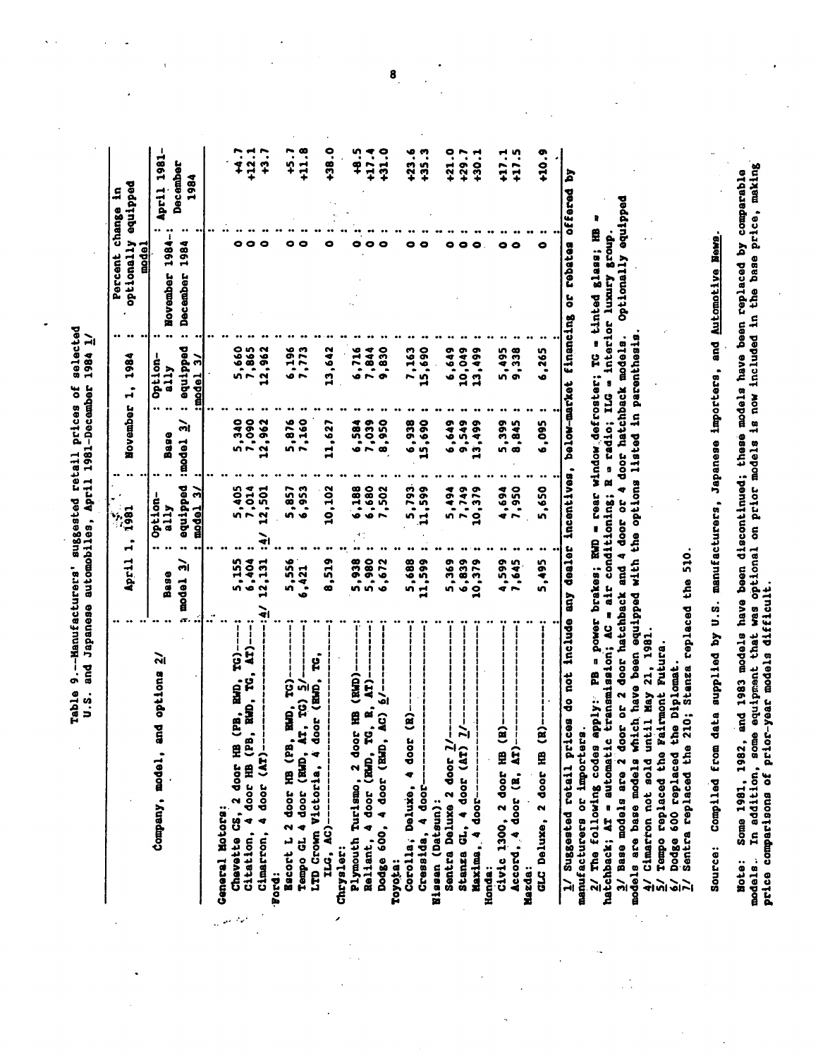Table 9.--Manufacturers' suggested retail prices of selected U.S. and Japanese automobiles, April 1981-December 1984 1/

| Company, model, and options 2/ | April 1, 1981 | | November 1, 1984 | | Percent change in optionally equipped model | |
|---|---|---|---|---|---|---|
| | Base model 3/ | Optionally equipped model 3/ | Base model 3/ | Optionally equipped model 3/ | November 1984-December 1984 | April 1981-December 1984 |
| General Motors: | | | | | | |
| Chevette CS, 2 door HB (PB, RWD, TG) | 5,155 | 5,405 | 5,340 | 5,660 | 0 | +4.7 |
| Citation, 4 door HB (PB, RWD, TG, AT) | 6,404 | 7,014 | 7,090 | 7,865 | 0 | +12.1 |
| Cimarron, 4 door (AT) | 4/ 12,131 | 4/ 12,501 | 12,962 | 12,962 | 0 | +3.7 |
| Ford: | | | | | | |
| Escort L 2 door HB (PB, RWD, TG) | 5,556 | 5,857 | 5,876 | 6,196 | 0 | +5.7 |
| Tempo GL 4 door (RWD, AT, TG) 5/ | 6,421 | 6,953 | 7,160 | 7,773 | 0 | +11.8 |
| LTD Crown Victoria, 4 door (RWD, TG, ILG, AC) | 8,519 | 10,102 | 11,627 | 13,642 | 0 | +38.0 |
| Chrysler: | | | | | | |
| Plymouth Turismo, 2 door HB (RWD) | 5,938 | 6,188 | 6,584 | 6,716 | 0 | +8.5 |
| Reliant, 4 door (RWD, TG, R, AT) | 5,980 | 6,680 | 7,039 | 7,844 | 0 | +17.4 |
| Dodge 600, 4 door (RWD, AC) 6/ | 6,672 | 7,502 | 8,950 | 9,830 | 0 | +31.0 |
| Toyota: | | | | | | |
| Corolla, Deluxe, 4 door (R) | 5,688 | 5,793 | 6,938 | 7,163 | 0 | +23.6 |
| Cressida, 4 door | 11,599 | 11,599 | 15,690 | 15,690 | 0 | +35.3 |
| Nissan (Datsun): | | | | | | |
| Sentra Deluxe 2 door 7/ | 5,369 | 5,494 | 6,649 | 6,649 | 0 | +21.0 |
| Stanza GL, 4 door (AT) 7/ | 6,839 | 7,749 | 9,549 | 10,049 | 0 | +29.7 |
| Maxima, 4 door | 10,379 | 10,379 | 13,499 | 13,499 | 0 | +30.1 |
| Honda: | | | | | | |
| Civic 1300, 2 door HB (R) | 4,599 | 4,694 | 5,399 | 5,495 | 0 | +17.1 |
| Accord, 4 door (R, AT) | 7,645 | 7,950 | 8,845 | 9,338 | 0 | +17.5 |
| Mazda: | | | | | | |
| GLC Deluxe, 2 door HB (R) | 5,495 | 5,650 | 6,095 | 6,265 | 0 | +10.9 |

1/ Suggested retail prices do not include any dealer incentives, below-market financing or rebates offered by manufacturers or importers.

2/ The following codes apply: PB = power brakes; RWD = rear window defroster; TG = tinted glass; HB = hatchback; AT = automatic transmission; AC = air conditioning; R = radio; ILG = interior luxury group.

3/ Base models are 2 door or 2 door hatchback and 4 door or 4 door hatchback models. Optionally equipped models are base models which have been equipped with the options listed in parenthesis.

4/ Cimarron not sold until May 21, 1981.

5/ Tempo replaced the Fairmont Futura.

6/ Dodge 600 replaced the Diplomat.

7/ Sentra replaced the 210; Stanza replaced the 510.

Source: Compiled from data supplied by U.S. manufacturers, Japanese importers, and Automotive News.

Note: Some 1981, 1982, and 1983 models have been discontinued; these models have been replaced by comparable models. In addition, some equipment that was optional on prior models is now included in the base price, making price comparisons of prior-year models difficult.